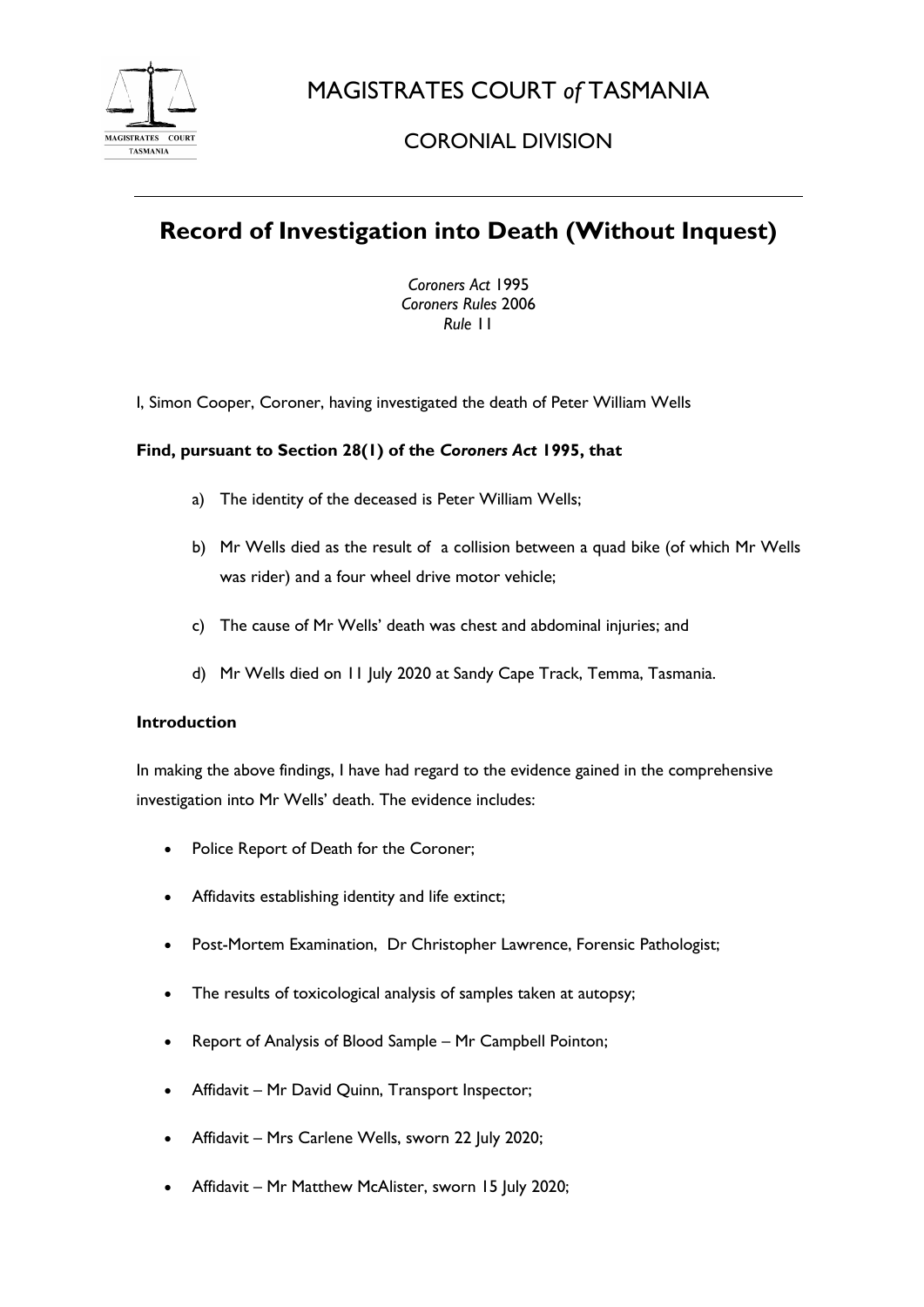# MAGISTRATES COURT *of* TASMANIA

## CORONIAL DIVISION

# Record of Investigation into Death (Without Inquest)

*Coroners Act* 1995
*Coroners Rules* 2006
*Rule* 11

I, Simon Cooper, Coroner, having investigated the death of Peter William Wells

**Find, pursuant to Section 28(1) of the *Coroners Act* 1995, that**

a) The identity of the deceased is Peter William Wells;

b) Mr Wells died as the result of a collision between a quad bike (of which Mr Wells was rider) and a four wheel drive motor vehicle;

c) The cause of Mr Wells' death was chest and abdominal injuries; and

d) Mr Wells died on 11 July 2020 at Sandy Cape Track, Temma, Tasmania.

### Introduction

In making the above findings, I have had regard to the evidence gained in the comprehensive investigation into Mr Wells' death. The evidence includes:

- Police Report of Death for the Coroner;
- Affidavits establishing identity and life extinct;
- Post-Mortem Examination, Dr Christopher Lawrence, Forensic Pathologist;
- The results of toxicological analysis of samples taken at autopsy;
- Report of Analysis of Blood Sample – Mr Campbell Pointon;
- Affidavit – Mr David Quinn, Transport Inspector;
- Affidavit – Mrs Carlene Wells, sworn 22 July 2020;
- Affidavit – Mr Matthew McAlister, sworn 15 July 2020;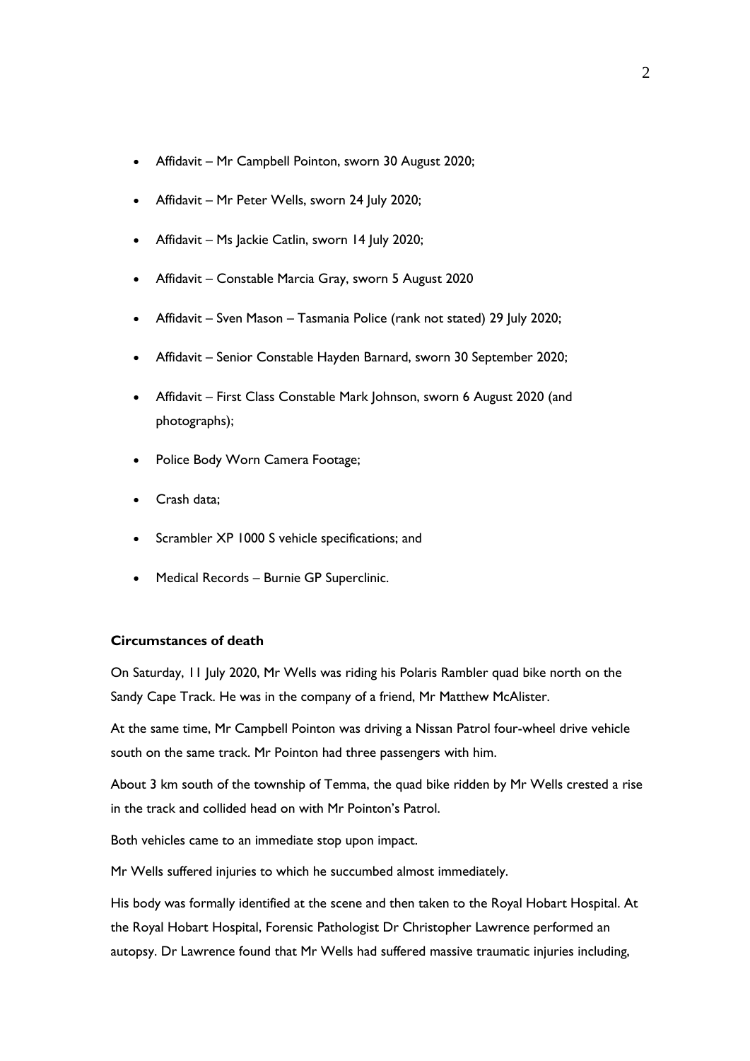- Affidavit – Mr Campbell Pointon, sworn 30 August 2020;
- Affidavit – Mr Peter Wells, sworn 24 July 2020;
- Affidavit – Ms Jackie Catlin, sworn 14 July 2020;
- Affidavit – Constable Marcia Gray, sworn 5 August 2020
- Affidavit – Sven Mason – Tasmania Police (rank not stated) 29 July 2020;
- Affidavit – Senior Constable Hayden Barnard, sworn 30 September 2020;
- Affidavit – First Class Constable Mark Johnson, sworn 6 August 2020 (and photographs);
- Police Body Worn Camera Footage;
- Crash data;
- Scrambler XP 1000 S vehicle specifications; and
- Medical Records – Burnie GP Superclinic.

**Circumstances of death**

On Saturday, 11 July 2020, Mr Wells was riding his Polaris Rambler quad bike north on the Sandy Cape Track. He was in the company of a friend, Mr Matthew McAlister.

At the same time, Mr Campbell Pointon was driving a Nissan Patrol four-wheel drive vehicle south on the same track. Mr Pointon had three passengers with him.

About 3 km south of the township of Temma, the quad bike ridden by Mr Wells crested a rise in the track and collided head on with Mr Pointon's Patrol.

Both vehicles came to an immediate stop upon impact.

Mr Wells suffered injuries to which he succumbed almost immediately.

His body was formally identified at the scene and then taken to the Royal Hobart Hospital. At the Royal Hobart Hospital, Forensic Pathologist Dr Christopher Lawrence performed an autopsy. Dr Lawrence found that Mr Wells had suffered massive traumatic injuries including,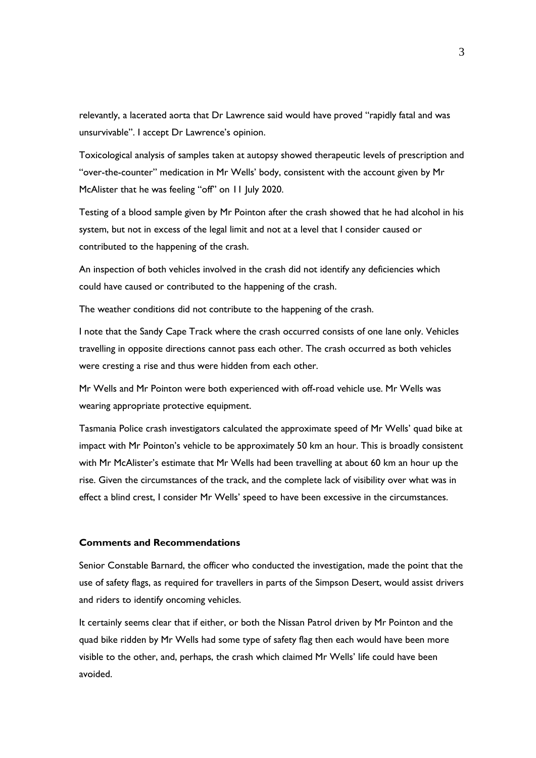relevantly, a lacerated aorta that Dr Lawrence said would have proved "rapidly fatal and was unsurvivable". I accept Dr Lawrence's opinion.

Toxicological analysis of samples taken at autopsy showed therapeutic levels of prescription and "over-the-counter" medication in Mr Wells' body, consistent with the account given by Mr McAlister that he was feeling "off" on 11 July 2020.

Testing of a blood sample given by Mr Pointon after the crash showed that he had alcohol in his system, but not in excess of the legal limit and not at a level that I consider caused or contributed to the happening of the crash.

An inspection of both vehicles involved in the crash did not identify any deficiencies which could have caused or contributed to the happening of the crash.

The weather conditions did not contribute to the happening of the crash.

I note that the Sandy Cape Track where the crash occurred consists of one lane only. Vehicles travelling in opposite directions cannot pass each other. The crash occurred as both vehicles were cresting a rise and thus were hidden from each other.

Mr Wells and Mr Pointon were both experienced with off-road vehicle use. Mr Wells was wearing appropriate protective equipment.

Tasmania Police crash investigators calculated the approximate speed of Mr Wells' quad bike at impact with Mr Pointon's vehicle to be approximately 50 km an hour. This is broadly consistent with Mr McAlister's estimate that Mr Wells had been travelling at about 60 km an hour up the rise. Given the circumstances of the track, and the complete lack of visibility over what was in effect a blind crest, I consider Mr Wells' speed to have been excessive in the circumstances.

**Comments and Recommendations**

Senior Constable Barnard, the officer who conducted the investigation, made the point that the use of safety flags, as required for travellers in parts of the Simpson Desert, would assist drivers and riders to identify oncoming vehicles.

It certainly seems clear that if either, or both the Nissan Patrol driven by Mr Pointon and the quad bike ridden by Mr Wells had some type of safety flag then each would have been more visible to the other, and, perhaps, the crash which claimed Mr Wells' life could have been avoided.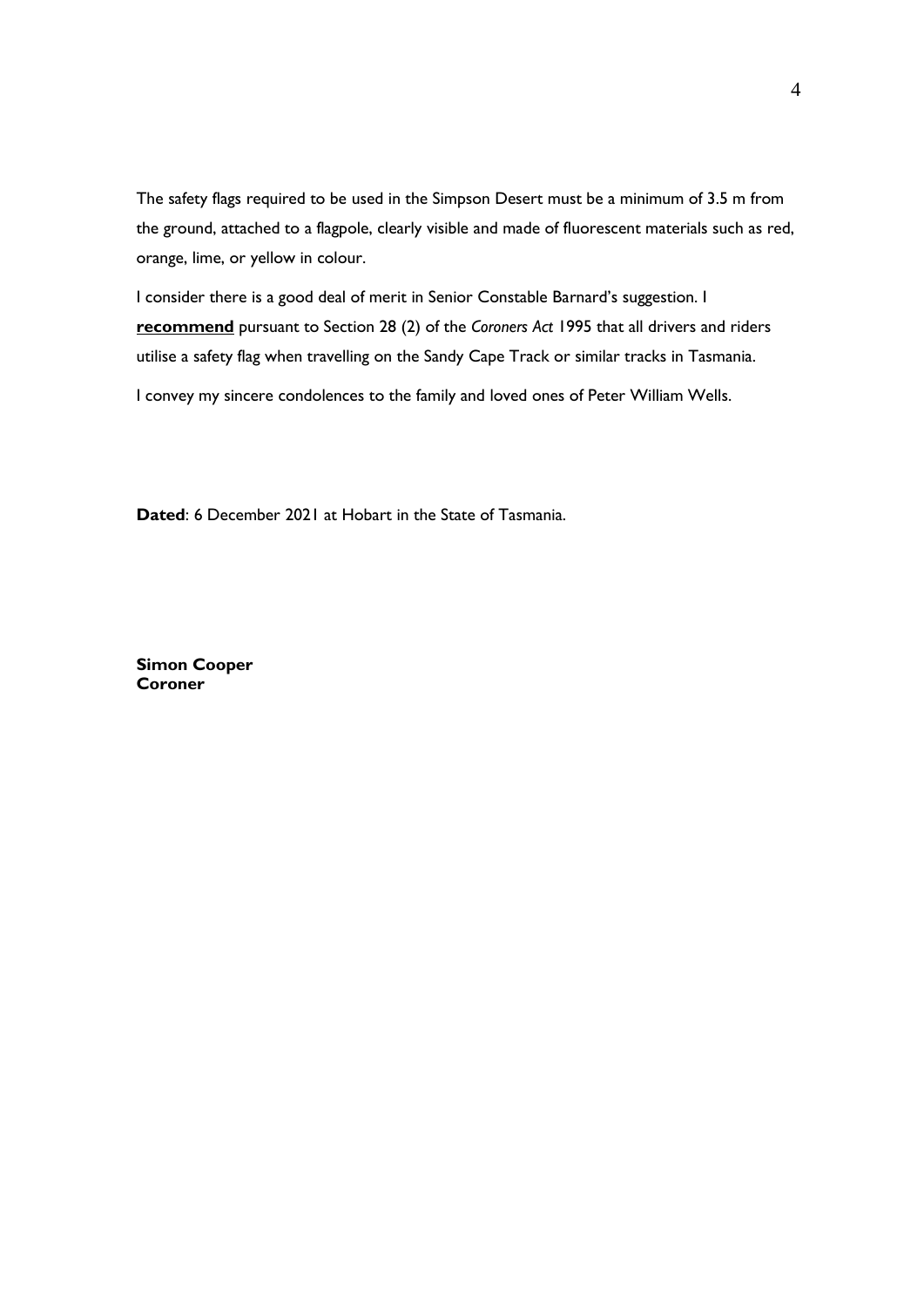The safety flags required to be used in the Simpson Desert must be a minimum of 3.5 m from the ground, attached to a flagpole, clearly visible and made of fluorescent materials such as red, orange, lime, or yellow in colour.

I consider there is a good deal of merit in Senior Constable Barnard's suggestion. I **recommend** pursuant to Section 28 (2) of the *Coroners Act* 1995 that all drivers and riders utilise a safety flag when travelling on the Sandy Cape Track or similar tracks in Tasmania.

I convey my sincere condolences to the family and loved ones of Peter William Wells.

**Dated**: 6 December 2021 at Hobart in the State of Tasmania.

**Simon Cooper**
**Coroner**